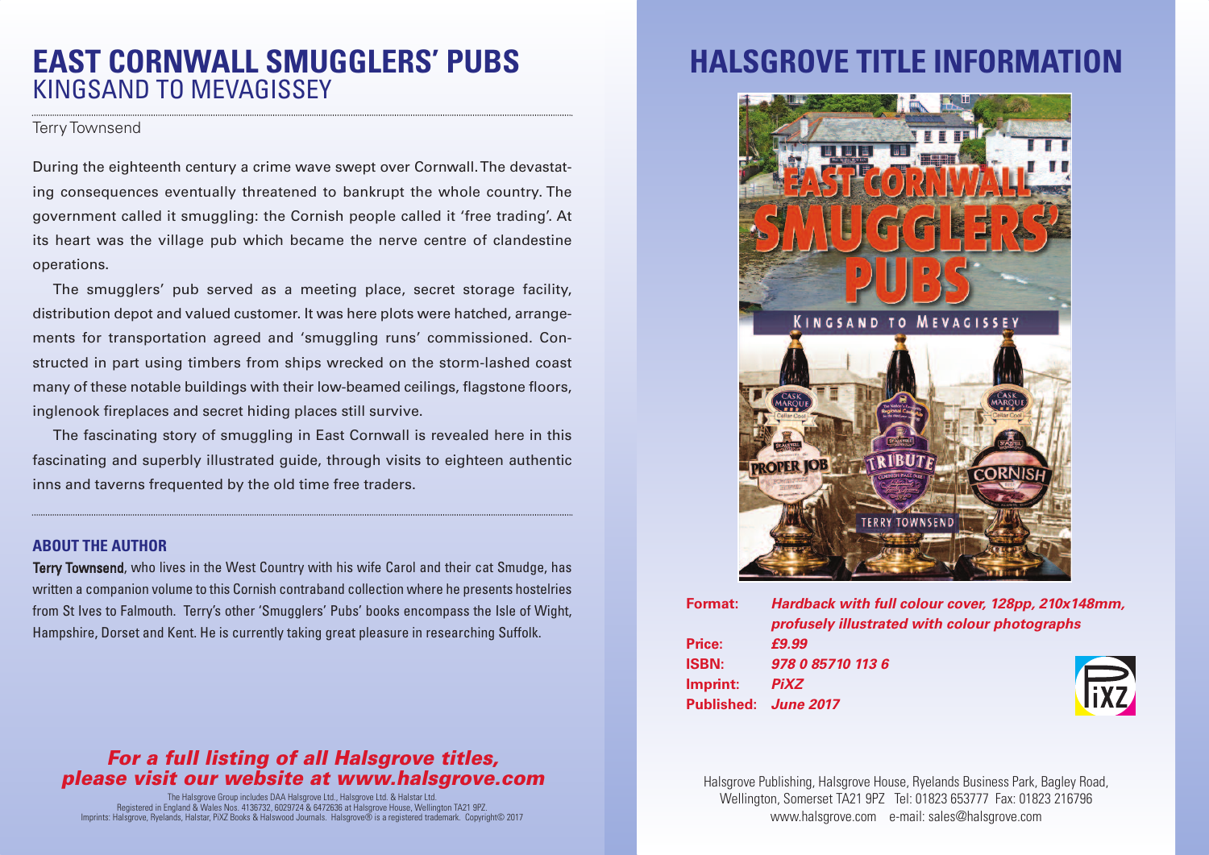# EAST CORNWALL SMUGGLERS' PUBS
## KINGSAND TO MEVAGISSEY

Terry Townsend

During the eighteenth century a crime wave swept over Cornwall. The devastating consequences eventually threatened to bankrupt the whole country. The government called it smuggling: the Cornish people called it 'free trading'. At its heart was the village pub which became the nerve centre of clandestine operations.

The smugglers' pub served as a meeting place, secret storage facility, distribution depot and valued customer. It was here plots were hatched, arrangements for transportation agreed and 'smuggling runs' commissioned. Constructed in part using timbers from ships wrecked on the storm-lashed coast many of these notable buildings with their low-beamed ceilings, flagstone floors, inglenook fireplaces and secret hiding places still survive.

The fascinating story of smuggling in East Cornwall is revealed here in this fascinating and superbly illustrated guide, through visits to eighteen authentic inns and taverns frequented by the old time free traders.

### ABOUT THE AUTHOR

**Terry Townsend**, who lives in the West Country with his wife Carol and their cat Smudge, has written a companion volume to this Cornish contraband collection where he presents hostelries from St Ives to Falmouth. Terry's other 'Smugglers' Pubs' books encompass the Isle of Wight, Hampshire, Dorset and Kent. He is currently taking great pleasure in researching Suffolk.

***For a full listing of all Halsgrove titles, please visit our website at www.halsgrove.com***

The Halsgrove Group includes DAA Halsgrove Ltd., Halsgrove Ltd. & Halstar Ltd.
Registered in England & Wales Nos. 4136732, 6029724 & 6472636 at Halsgrove House, Wellington TA21 9PZ.
Imprints: Halsgrove, Ryelands, Halstar, PiXZ Books & Halswood Journals. Halsgrove® is a registered trademark. Copyright© 2017

# HALSGROVE TITLE INFORMATION

**Format:** ***Hardback with full colour cover, 128pp, 210x148mm, profusely illustrated with colour photographs***
**Price:** ***£9.99***
**ISBN:** ***978 0 85710 113 6***
**Imprint:** ***PiXZ***
**Published:** ***June 2017***

Halsgrove Publishing, Halsgrove House, Ryelands Business Park, Bagley Road, Wellington, Somerset TA21 9PZ Tel: 01823 653777 Fax: 01823 216796
www.halsgrove.com e-mail: sales@halsgrove.com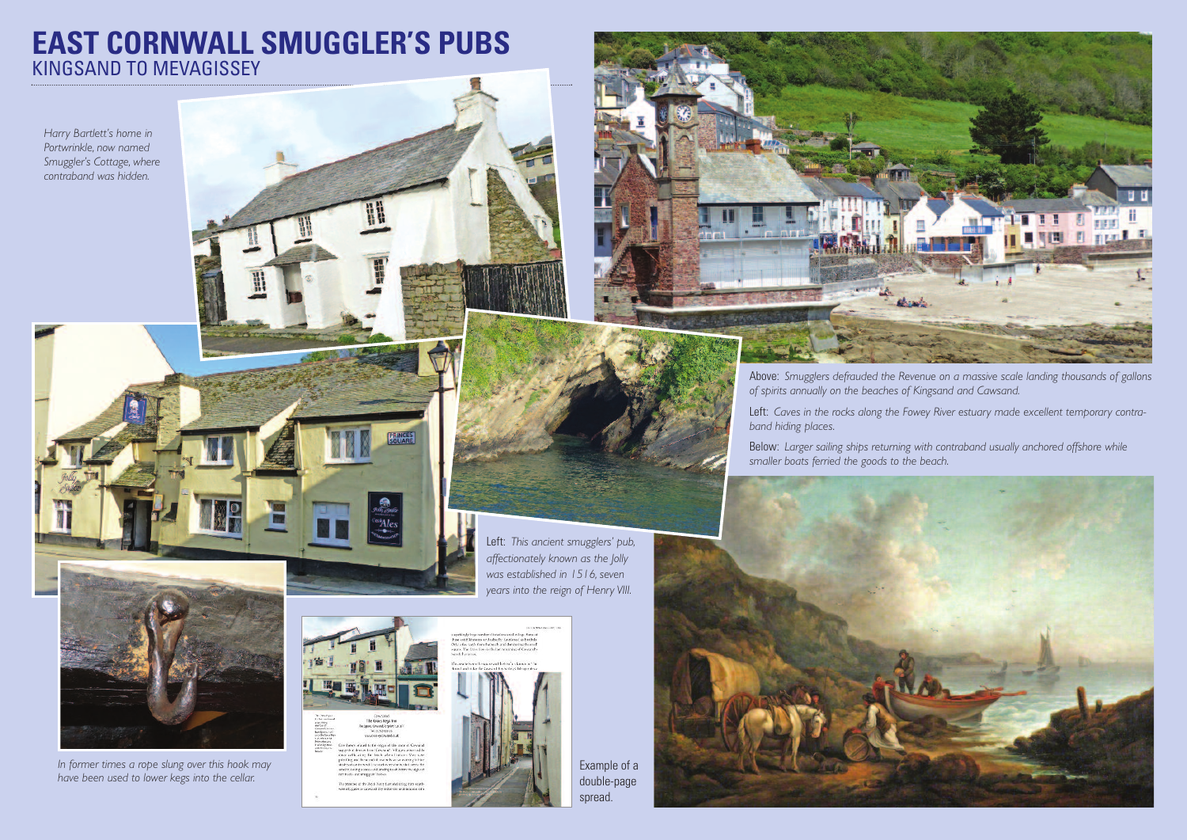# EAST CORNWALL SMUGGLER'S PUBS
## KINGSAND TO MEVAGISSEY

*Harry Bartlett's home in Portwrinkle, now named Smuggler's Cottage, where contraband was hidden.*

Above: *Smugglers defrauded the Revenue on a massive scale landing thousands of gallons of spirits annually on the beaches of Kingsand and Cawsand.*

Left: *Caves in the rocks along the Fowey River estuary made excellent temporary contraband hiding places.*

Below: *Larger sailing ships returning with contraband usually anchored offshore while smaller boats ferried the goods to the beach.*

Left: *This ancient smugglers' pub, affectionately known as the Jolly was established in 1516, seven years into the reign of Henry VIII.*

*In former times a rope slung over this hook may have been used to lower kegs into the cellar.*

Example of a double-page spread.